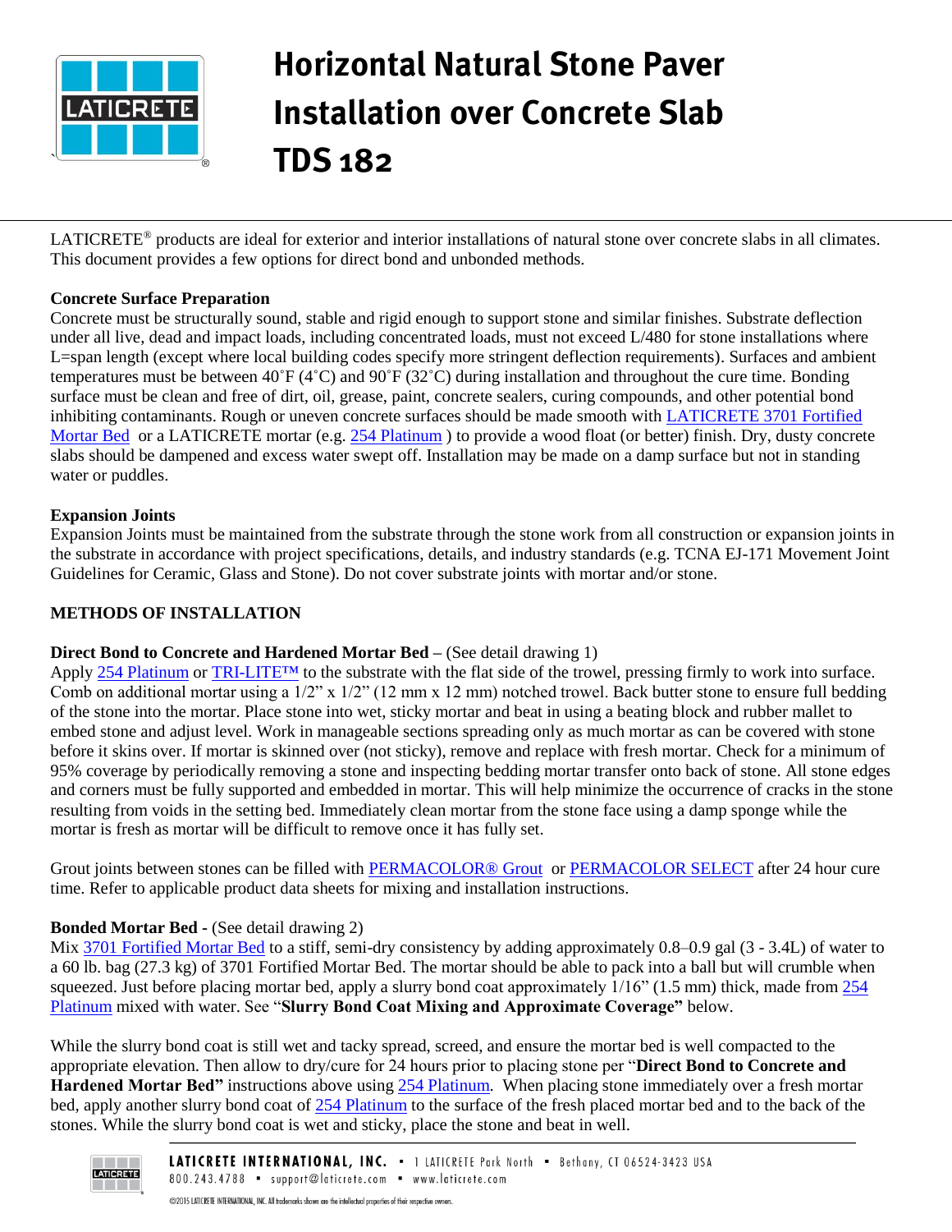# Horizontal Natural Stone Paver Installation over Concrete Slab TDS 182

LATICRETE® products are ideal for exterior and interior installations of natural stone over concrete slabs in all climates. This document provides a few options for direct bond and unbonded methods.

**Concrete Surface Preparation**

Concrete must be structurally sound, stable and rigid enough to support stone and similar finishes. Substrate deflection under all live, dead and impact loads, including concentrated loads, must not exceed L/480 for stone installations where L=span length (except where local building codes specify more stringent deflection requirements). Surfaces and ambient temperatures must be between 40˚F (4˚C) and 90˚F (32˚C) during installation and throughout the cure time. Bonding surface must be clean and free of dirt, oil, grease, paint, concrete sealers, curing compounds, and other potential bond inhibiting contaminants. Rough or uneven concrete surfaces should be made smooth with LATICRETE 3701 Fortified Mortar Bed or a LATICRETE mortar (e.g. 254 Platinum ) to provide a wood float (or better) finish. Dry, dusty concrete slabs should be dampened and excess water swept off. Installation may be made on a damp surface but not in standing water or puddles.

**Expansion Joints**

Expansion Joints must be maintained from the substrate through the stone work from all construction or expansion joints in the substrate in accordance with project specifications, details, and industry standards (e.g. TCNA EJ-171 Movement Joint Guidelines for Ceramic, Glass and Stone). Do not cover substrate joints with mortar and/or stone.

**METHODS OF INSTALLATION**

**Direct Bond to Concrete and Hardened Mortar Bed –** (See detail drawing 1)

Apply 254 Platinum or TRI-LITE™ to the substrate with the flat side of the trowel, pressing firmly to work into surface. Comb on additional mortar using a 1/2" x 1/2" (12 mm x 12 mm) notched trowel. Back butter stone to ensure full bedding of the stone into the mortar. Place stone into wet, sticky mortar and beat in using a beating block and rubber mallet to embed stone and adjust level. Work in manageable sections spreading only as much mortar as can be covered with stone before it skins over. If mortar is skinned over (not sticky), remove and replace with fresh mortar. Check for a minimum of 95% coverage by periodically removing a stone and inspecting bedding mortar transfer onto back of stone. All stone edges and corners must be fully supported and embedded in mortar. This will help minimize the occurrence of cracks in the stone resulting from voids in the setting bed. Immediately clean mortar from the stone face using a damp sponge while the mortar is fresh as mortar will be difficult to remove once it has fully set.

Grout joints between stones can be filled with PERMACOLOR® Grout or PERMACOLOR SELECT after 24 hour cure time. Refer to applicable product data sheets for mixing and installation instructions.

**Bonded Mortar Bed -** (See detail drawing 2)

Mix 3701 Fortified Mortar Bed to a stiff, semi-dry consistency by adding approximately 0.8–0.9 gal (3 - 3.4L) of water to a 60 lb. bag (27.3 kg) of 3701 Fortified Mortar Bed. The mortar should be able to pack into a ball but will crumble when squeezed. Just before placing mortar bed, apply a slurry bond coat approximately 1/16" (1.5 mm) thick, made from 254 Platinum mixed with water. See "**Slurry Bond Coat Mixing and Approximate Coverage"** below.

While the slurry bond coat is still wet and tacky spread, screed, and ensure the mortar bed is well compacted to the appropriate elevation. Then allow to dry/cure for 24 hours prior to placing stone per "**Direct Bond to Concrete and Hardened Mortar Bed"** instructions above using 254 Platinum. When placing stone immediately over a fresh mortar bed, apply another slurry bond coat of 254 Platinum to the surface of the fresh placed mortar bed and to the back of the stones. While the slurry bond coat is wet and sticky, place the stone and beat in well.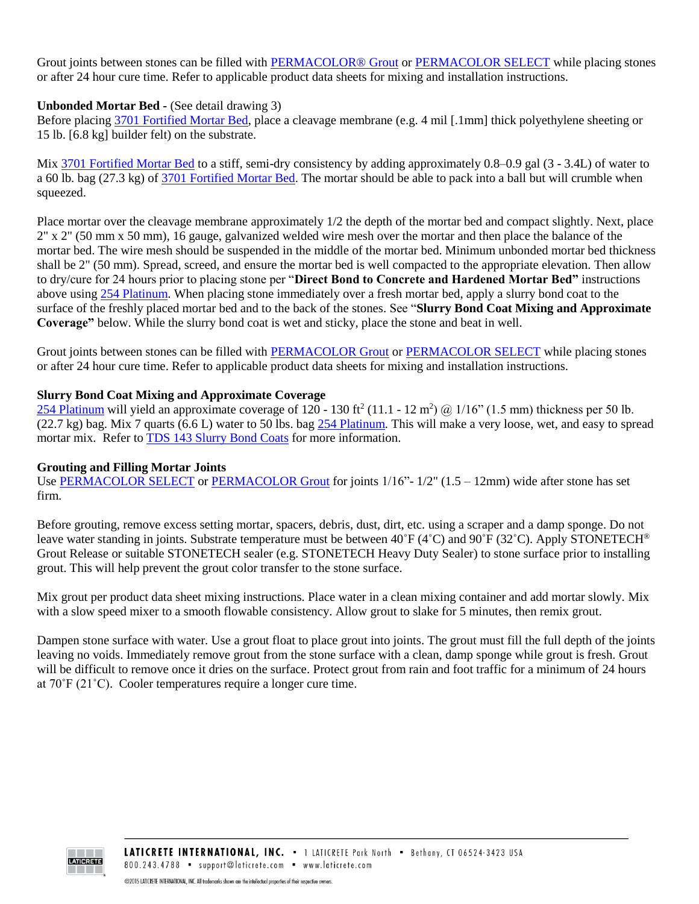Grout joints between stones can be filled with PERMACOLOR® Grout or PERMACOLOR SELECT while placing stones or after 24 hour cure time. Refer to applicable product data sheets for mixing and installation instructions.

**Unbonded Mortar Bed** - (See detail drawing 3)
Before placing 3701 Fortified Mortar Bed, place a cleavage membrane (e.g. 4 mil [.1mm] thick polyethylene sheeting or 15 lb. [6.8 kg] builder felt) on the substrate.

Mix 3701 Fortified Mortar Bed to a stiff, semi-dry consistency by adding approximately 0.8–0.9 gal (3 - 3.4L) of water to a 60 lb. bag (27.3 kg) of 3701 Fortified Mortar Bed. The mortar should be able to pack into a ball but will crumble when squeezed.

Place mortar over the cleavage membrane approximately 1/2 the depth of the mortar bed and compact slightly. Next, place 2" x 2" (50 mm x 50 mm), 16 gauge, galvanized welded wire mesh over the mortar and then place the balance of the mortar bed. The wire mesh should be suspended in the middle of the mortar bed. Minimum unbonded mortar bed thickness shall be 2" (50 mm). Spread, screed, and ensure the mortar bed is well compacted to the appropriate elevation. Then allow to dry/cure for 24 hours prior to placing stone per "**Direct Bond to Concrete and Hardened Mortar Bed"** instructions above using 254 Platinum. When placing stone immediately over a fresh mortar bed, apply a slurry bond coat to the surface of the freshly placed mortar bed and to the back of the stones. See "**Slurry Bond Coat Mixing and Approximate Coverage"** below. While the slurry bond coat is wet and sticky, place the stone and beat in well.

Grout joints between stones can be filled with PERMACOLOR Grout or PERMACOLOR SELECT while placing stones or after 24 hour cure time. Refer to applicable product data sheets for mixing and installation instructions.

**Slurry Bond Coat Mixing and Approximate Coverage**
254 Platinum will yield an approximate coverage of 120 - 130 $ft^2$ (11.1 - 12 $m^2$) @ 1/16" (1.5 mm) thickness per 50 lb. (22.7 kg) bag. Mix 7 quarts (6.6 L) water to 50 lbs. bag 254 Platinum. This will make a very loose, wet, and easy to spread mortar mix. Refer to TDS 143 Slurry Bond Coats for more information.

**Grouting and Filling Mortar Joints**
Use PERMACOLOR SELECT or PERMACOLOR Grout for joints 1/16"- 1/2" (1.5 – 12mm) wide after stone has set firm.

Before grouting, remove excess setting mortar, spacers, debris, dust, dirt, etc. using a scraper and a damp sponge. Do not leave water standing in joints. Substrate temperature must be between 40˚F (4˚C) and 90˚F (32˚C). Apply STONETECH® Grout Release or suitable STONETECH sealer (e.g. STONETECH Heavy Duty Sealer) to stone surface prior to installing grout. This will help prevent the grout color transfer to the stone surface.

Mix grout per product data sheet mixing instructions. Place water in a clean mixing container and add mortar slowly. Mix with a slow speed mixer to a smooth flowable consistency. Allow grout to slake for 5 minutes, then remix grout.

Dampen stone surface with water. Use a grout float to place grout into joints. The grout must fill the full depth of the joints leaving no voids. Immediately remove grout from the stone surface with a clean, damp sponge while grout is fresh. Grout will be difficult to remove once it dries on the surface. Protect grout from rain and foot traffic for a minimum of 24 hours at 70˚F (21˚C). Cooler temperatures require a longer cure time.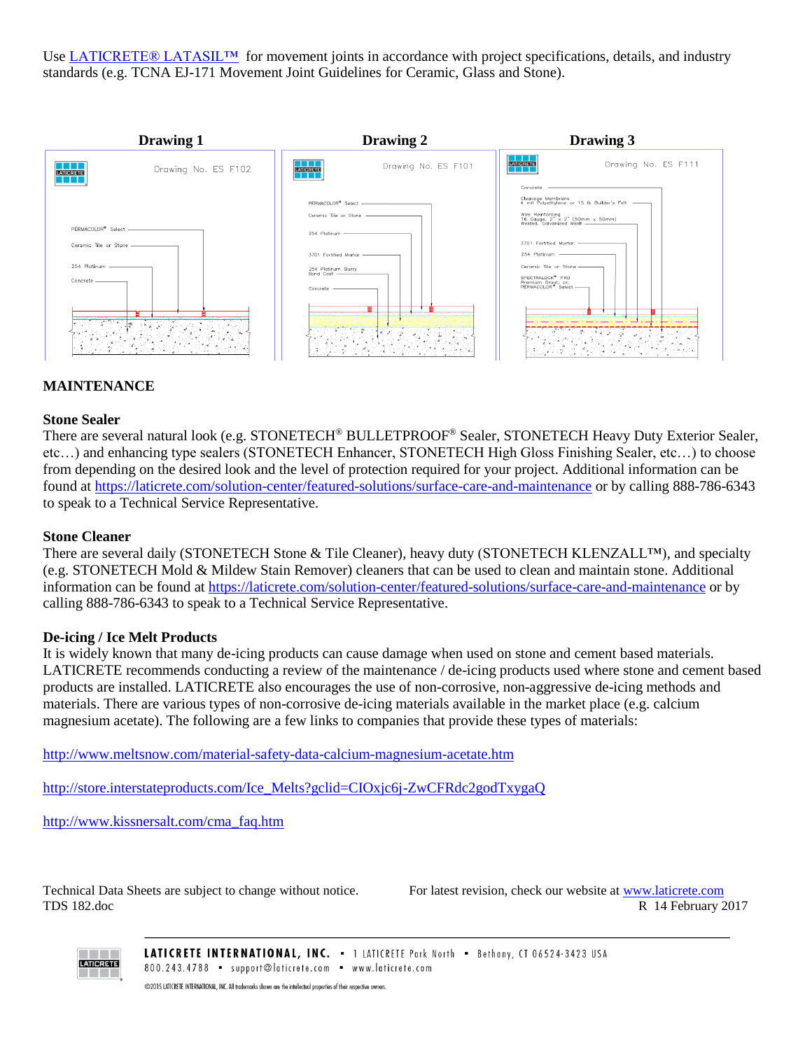Use LATICRETE® LATASIL™ for movement joints in accordance with project specifications, details, and industry standards (e.g. TCNA EJ-171 Movement Joint Guidelines for Ceramic, Glass and Stone).

**Drawing 1**

Drawing No. ES F102

PERMACOLOR® Select

Ceramic Tile or Stone

254 Platinum

Concrete

**Drawing 2**

Drawing No. ES F101

PERMACOLOR® Select

Ceramic Tile or Stone

254 Platinum

3701 Fortified Mortar

254 Platinum Slurry Bond Coat

Concrete

**Drawing 3**

Drawing No. ES F111

Concrete

Cleavage Membrane 4 mil Polyethylene or 15 lb Builder's Felt

Wire Reinforcing 16 Gauge, 2" x 2" (50mm x 50mm) Welded, Galvanized Mesh

3701 Fortified Mortar

254 Platinum

Ceramic Tile or Stone

SPECTRALOCK® PRO Premium Grout; or, PERMACOLOR® Select

## MAINTENANCE

### Stone Sealer

There are several natural look (e.g. STONETECH® BULLETPROOF® Sealer, STONETECH Heavy Duty Exterior Sealer, etc…) and enhancing type sealers (STONETECH Enhancer, STONETECH High Gloss Finishing Sealer, etc…) to choose from depending on the desired look and the level of protection required for your project. Additional information can be found at https://laticrete.com/solution-center/featured-solutions/surface-care-and-maintenance or by calling 888-786-6343 to speak to a Technical Service Representative.

### Stone Cleaner

There are several daily (STONETECH Stone & Tile Cleaner), heavy duty (STONETECH KLENZALL™), and specialty (e.g. STONETECH Mold & Mildew Stain Remover) cleaners that can be used to clean and maintain stone. Additional information can be found at https://laticrete.com/solution-center/featured-solutions/surface-care-and-maintenance or by calling 888-786-6343 to speak to a Technical Service Representative.

### De-icing / Ice Melt Products

It is widely known that many de-icing products can cause damage when used on stone and cement based materials. LATICRETE recommends conducting a review of the maintenance / de-icing products used where stone and cement based products are installed. LATICRETE also encourages the use of non-corrosive, non-aggressive de-icing methods and materials. There are various types of non-corrosive de-icing materials available in the market place (e.g. calcium magnesium acetate). The following are a few links to companies that provide these types of materials:

http://www.meltsnow.com/material-safety-data-calcium-magnesium-acetate.htm

http://store.interstateproducts.com/Ice_Melts?gclid=CIOxjc6j-ZwCFRdc2godTxygaQ

http://www.kissnersalt.com/cma_faq.htm

Technical Data Sheets are subject to change without notice. For latest revision, check our website at www.laticrete.com

TDS 182.doc R 14 February 2017

**LATICRETE INTERNATIONAL, INC.** ▪ 1 LATICRETE Park North ▪ Bethany, CT 06524-3423 USA

800.243.4788 ▪ support@laticrete.com ▪ www.laticrete.com

©2015 LATICRETE INTERNATIONAL, INC. All trademarks shown are the intellectual properties of their respective owners.